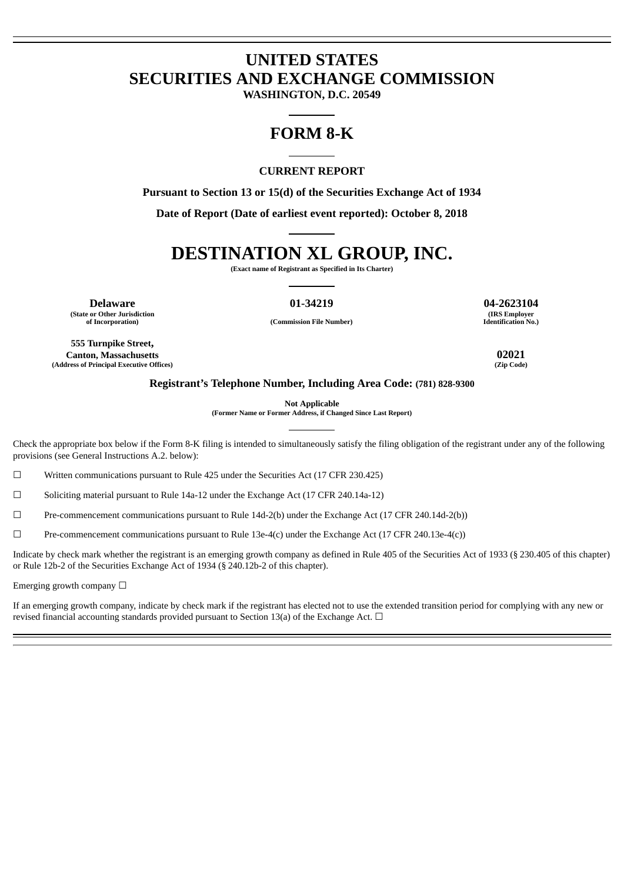# UNITED STATES
# SECURITIES AND EXCHANGE COMMISSION

**WASHINGTON, D.C. 20549**

## FORM 8-K

**CURRENT REPORT**

**Pursuant to Section 13 or 15(d) of the Securities Exchange Act of 1934**

**Date of Report (Date of earliest event reported): October 8, 2018**

# DESTINATION XL GROUP, INC.

**(Exact name of Registrant as Specified in Its Charter)**

| **Delaware** | **01-34219** | **04-2623104** |
|---|---|---|
| **(State or Other Jurisdiction of Incorporation)** | **(Commission File Number)** | **(IRS Employer Identification No.)** |

| **555 Turnpike Street, Canton, Massachusetts** | **02021** |
|---|---|
| **(Address of Principal Executive Offices)** | **(Zip Code)** |

**Registrant's Telephone Number, Including Area Code: (781) 828-9300**

**Not Applicable**
**(Former Name or Former Address, if Changed Since Last Report)**

Check the appropriate box below if the Form 8-K filing is intended to simultaneously satisfy the filing obligation of the registrant under any of the following provisions (see General Instructions A.2. below):

☐ Written communications pursuant to Rule 425 under the Securities Act (17 CFR 230.425)

☐ Soliciting material pursuant to Rule 14a-12 under the Exchange Act (17 CFR 240.14a-12)

☐ Pre-commencement communications pursuant to Rule 14d-2(b) under the Exchange Act (17 CFR 240.14d-2(b))

☐ Pre-commencement communications pursuant to Rule 13e-4(c) under the Exchange Act (17 CFR 240.13e-4(c))

Indicate by check mark whether the registrant is an emerging growth company as defined in Rule 405 of the Securities Act of 1933 (§ 230.405 of this chapter) or Rule 12b-2 of the Securities Exchange Act of 1934 (§ 240.12b-2 of this chapter).

Emerging growth company ☐

If an emerging growth company, indicate by check mark if the registrant has elected not to use the extended transition period for complying with any new or revised financial accounting standards provided pursuant to Section 13(a) of the Exchange Act. ☐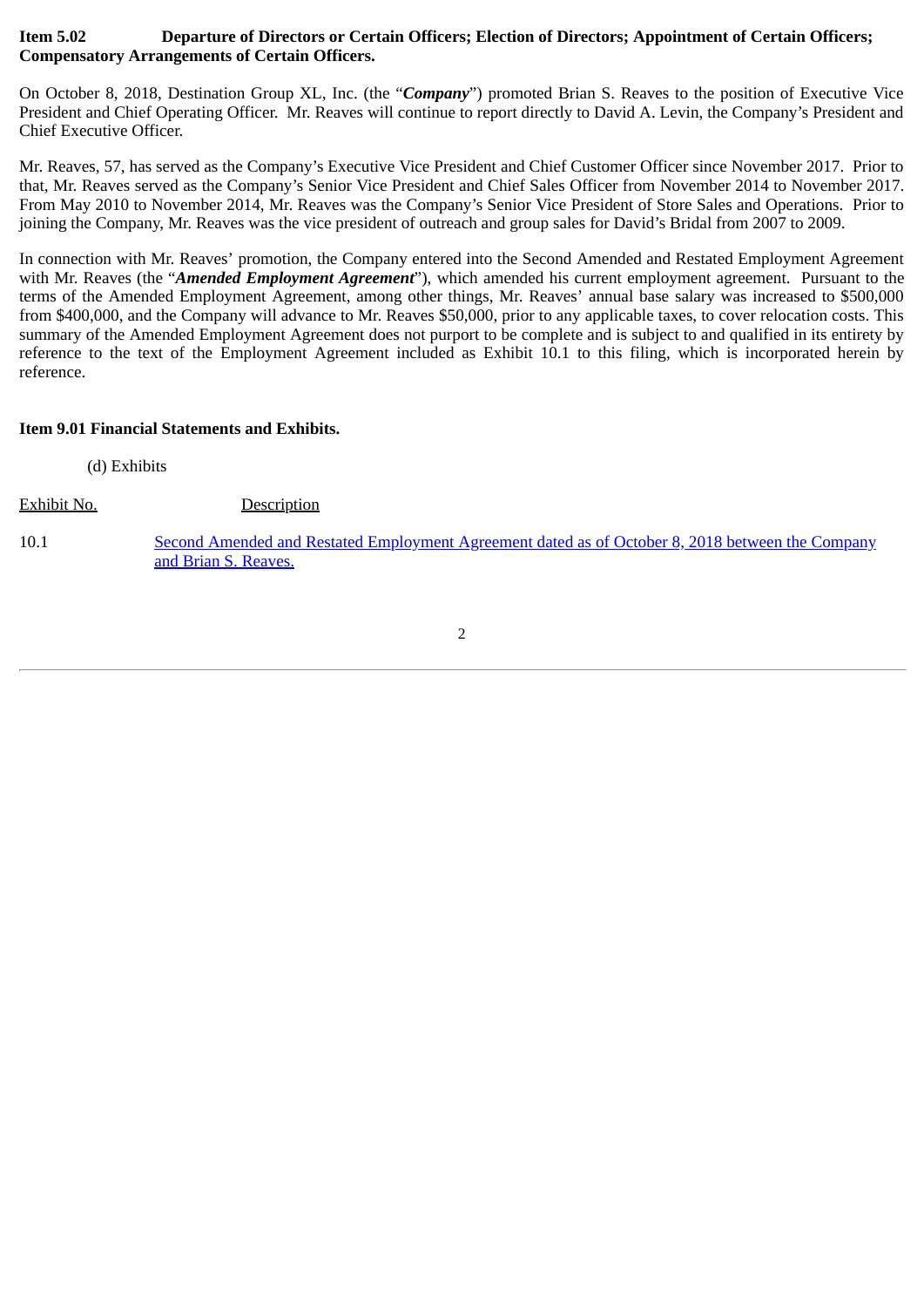**Item 5.02 Departure of Directors or Certain Officers; Election of Directors; Appointment of Certain Officers; Compensatory Arrangements of Certain Officers.**

On October 8, 2018, Destination Group XL, Inc. (the "***Company***") promoted Brian S. Reaves to the position of Executive Vice President and Chief Operating Officer. Mr. Reaves will continue to report directly to David A. Levin, the Company's President and Chief Executive Officer.

Mr. Reaves, 57, has served as the Company's Executive Vice President and Chief Customer Officer since November 2017. Prior to that, Mr. Reaves served as the Company's Senior Vice President and Chief Sales Officer from November 2014 to November 2017. From May 2010 to November 2014, Mr. Reaves was the Company's Senior Vice President of Store Sales and Operations. Prior to joining the Company, Mr. Reaves was the vice president of outreach and group sales for David's Bridal from 2007 to 2009.

In connection with Mr. Reaves' promotion, the Company entered into the Second Amended and Restated Employment Agreement with Mr. Reaves (the "***Amended Employment Agreement***"), which amended his current employment agreement. Pursuant to the terms of the Amended Employment Agreement, among other things, Mr. Reaves' annual base salary was increased to $500,000 from $400,000, and the Company will advance to Mr. Reaves $50,000, prior to any applicable taxes, to cover relocation costs. This summary of the Amended Employment Agreement does not purport to be complete and is subject to and qualified in its entirety by reference to the text of the Employment Agreement included as Exhibit 10.1 to this filing, which is incorporated herein by reference.

**Item 9.01 Financial Statements and Exhibits.**

(d) Exhibits

| Exhibit No. | Description |
|---|---|
| 10.1 | Second Amended and Restated Employment Agreement dated as of October 8, 2018 between the Company and Brian S. Reaves. |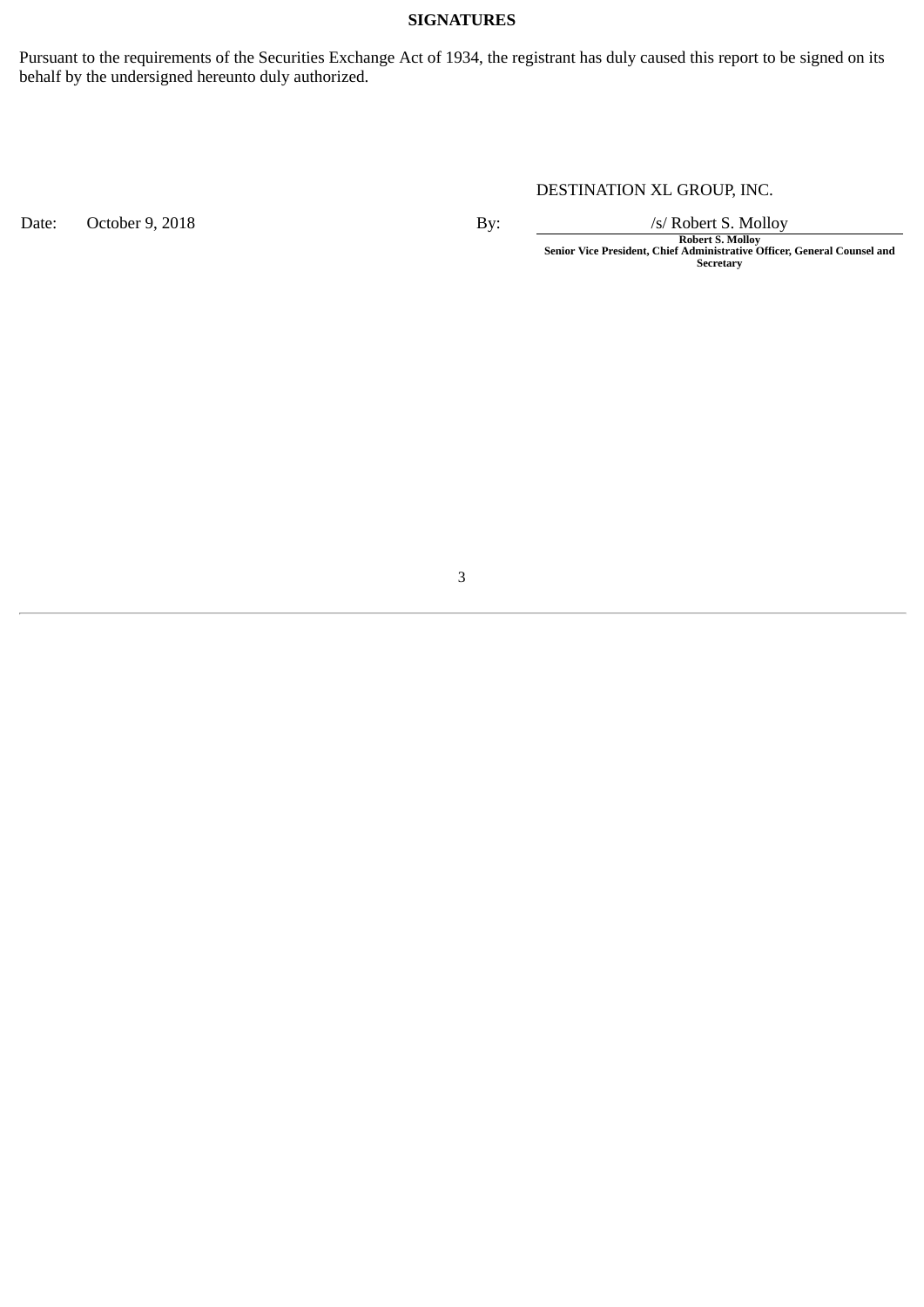**SIGNATURES**

Pursuant to the requirements of the Securities Exchange Act of 1934, the registrant has duly caused this report to be signed on its behalf by the undersigned hereunto duly authorized.

| | | | DESTINATION XL GROUP, INC. |
|---|---|---|---|
| Date: | October 9, 2018 | By: | /s/ Robert S. Molloy |
| | | | **Robert S. Molloy** |
| | | | **Senior Vice President, Chief Administrative Officer, General Counsel and Secretary** |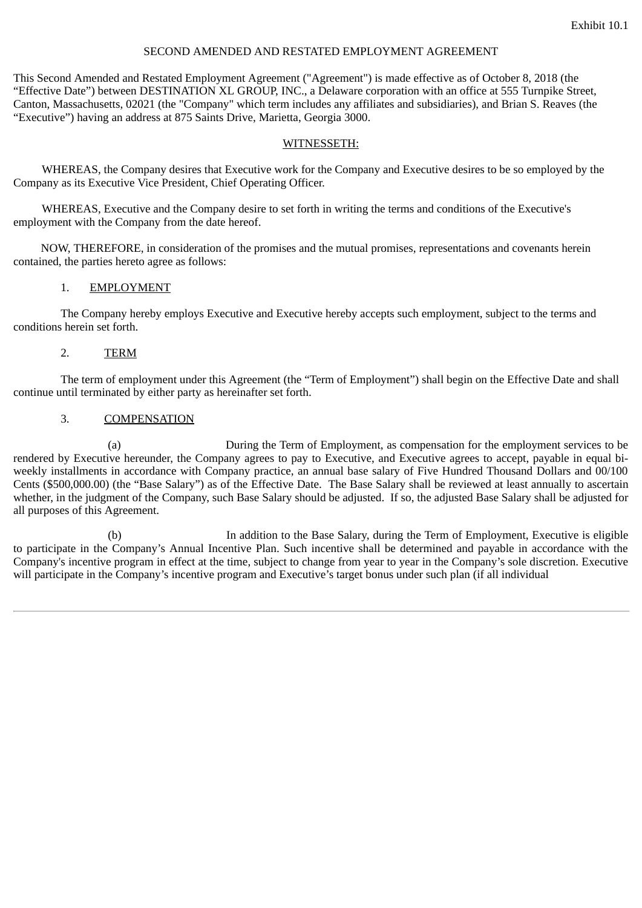Exhibit 10.1

SECOND AMENDED AND RESTATED EMPLOYMENT AGREEMENT

This Second Amended and Restated Employment Agreement ("Agreement") is made effective as of October 8, 2018 (the "Effective Date") between DESTINATION XL GROUP, INC., a Delaware corporation with an office at 555 Turnpike Street, Canton, Massachusetts, 02021 (the "Company" which term includes any affiliates and subsidiaries), and Brian S. Reaves (the "Executive") having an address at 875 Saints Drive, Marietta, Georgia 3000.

WITNESSETH:

WHEREAS, the Company desires that Executive work for the Company and Executive desires to be so employed by the Company as its Executive Vice President, Chief Operating Officer.

WHEREAS, Executive and the Company desire to set forth in writing the terms and conditions of the Executive's employment with the Company from the date hereof.

NOW, THEREFORE, in consideration of the promises and the mutual promises, representations and covenants herein contained, the parties hereto agree as follows:

1. EMPLOYMENT

The Company hereby employs Executive and Executive hereby accepts such employment, subject to the terms and conditions herein set forth.

2. TERM

The term of employment under this Agreement (the "Term of Employment") shall begin on the Effective Date and shall continue until terminated by either party as hereinafter set forth.

3. COMPENSATION

(a) During the Term of Employment, as compensation for the employment services to be rendered by Executive hereunder, the Company agrees to pay to Executive, and Executive agrees to accept, payable in equal bi-weekly installments in accordance with Company practice, an annual base salary of Five Hundred Thousand Dollars and 00/100 Cents ($500,000.00) (the "Base Salary") as of the Effective Date. The Base Salary shall be reviewed at least annually to ascertain whether, in the judgment of the Company, such Base Salary should be adjusted. If so, the adjusted Base Salary shall be adjusted for all purposes of this Agreement.

(b) In addition to the Base Salary, during the Term of Employment, Executive is eligible to participate in the Company's Annual Incentive Plan. Such incentive shall be determined and payable in accordance with the Company's incentive program in effect at the time, subject to change from year to year in the Company's sole discretion. Executive will participate in the Company's incentive program and Executive's target bonus under such plan (if all individual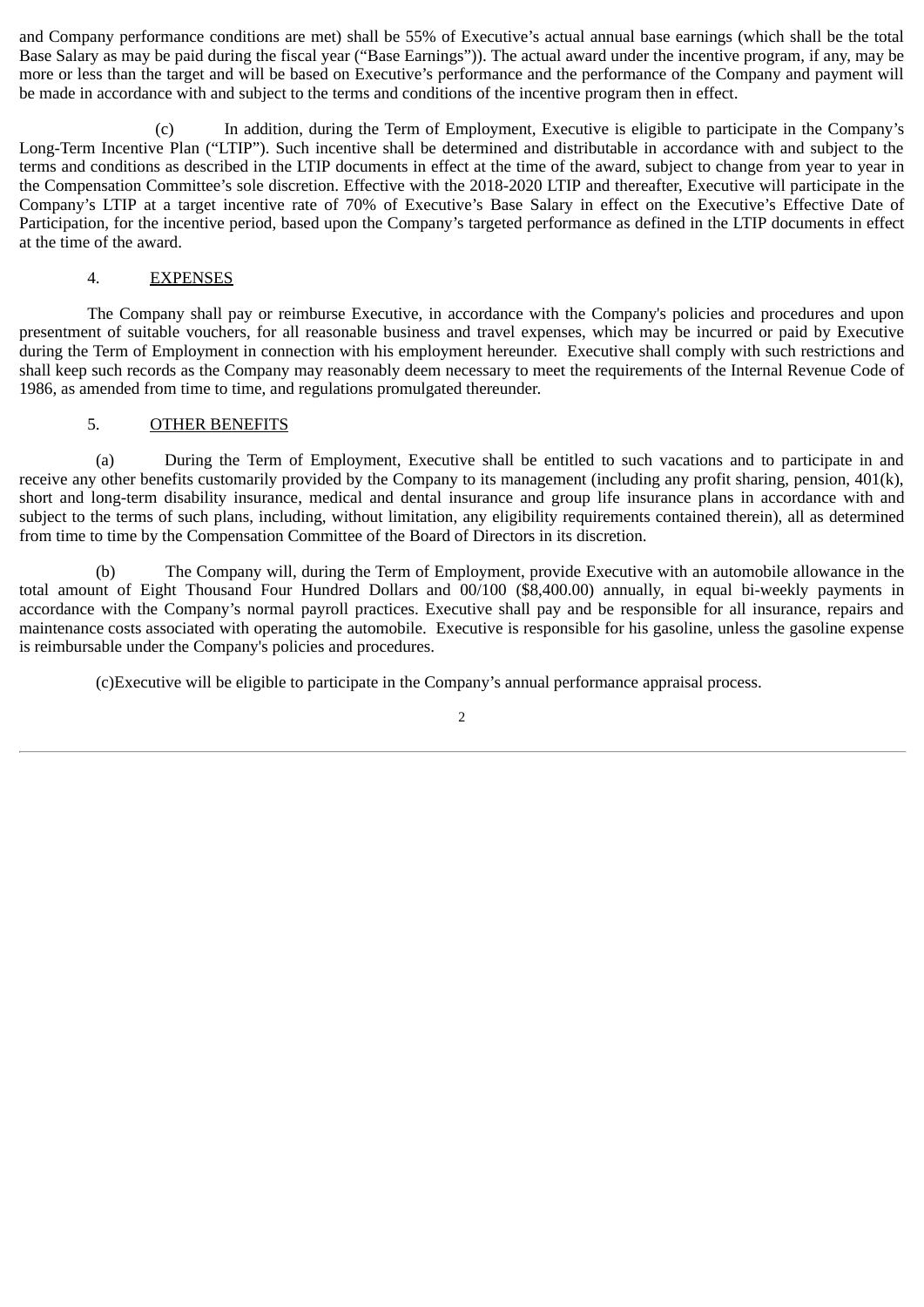and Company performance conditions are met) shall be 55% of Executive's actual annual base earnings (which shall be the total Base Salary as may be paid during the fiscal year ("Base Earnings")). The actual award under the incentive program, if any, may be more or less than the target and will be based on Executive's performance and the performance of the Company and payment will be made in accordance with and subject to the terms and conditions of the incentive program then in effect.

(c) In addition, during the Term of Employment, Executive is eligible to participate in the Company's Long-Term Incentive Plan ("LTIP"). Such incentive shall be determined and distributable in accordance with and subject to the terms and conditions as described in the LTIP documents in effect at the time of the award, subject to change from year to year in the Compensation Committee's sole discretion. Effective with the 2018-2020 LTIP and thereafter, Executive will participate in the Company's LTIP at a target incentive rate of 70% of Executive's Base Salary in effect on the Executive's Effective Date of Participation, for the incentive period, based upon the Company's targeted performance as defined in the LTIP documents in effect at the time of the award.

4. EXPENSES

The Company shall pay or reimburse Executive, in accordance with the Company's policies and procedures and upon presentment of suitable vouchers, for all reasonable business and travel expenses, which may be incurred or paid by Executive during the Term of Employment in connection with his employment hereunder. Executive shall comply with such restrictions and shall keep such records as the Company may reasonably deem necessary to meet the requirements of the Internal Revenue Code of 1986, as amended from time to time, and regulations promulgated thereunder.

5. OTHER BENEFITS

(a) During the Term of Employment, Executive shall be entitled to such vacations and to participate in and receive any other benefits customarily provided by the Company to its management (including any profit sharing, pension, 401(k), short and long-term disability insurance, medical and dental insurance and group life insurance plans in accordance with and subject to the terms of such plans, including, without limitation, any eligibility requirements contained therein), all as determined from time to time by the Compensation Committee of the Board of Directors in its discretion.

(b) The Company will, during the Term of Employment, provide Executive with an automobile allowance in the total amount of Eight Thousand Four Hundred Dollars and 00/100 ($8,400.00) annually, in equal bi-weekly payments in accordance with the Company's normal payroll practices. Executive shall pay and be responsible for all insurance, repairs and maintenance costs associated with operating the automobile. Executive is responsible for his gasoline, unless the gasoline expense is reimbursable under the Company's policies and procedures.

(c)Executive will be eligible to participate in the Company's annual performance appraisal process.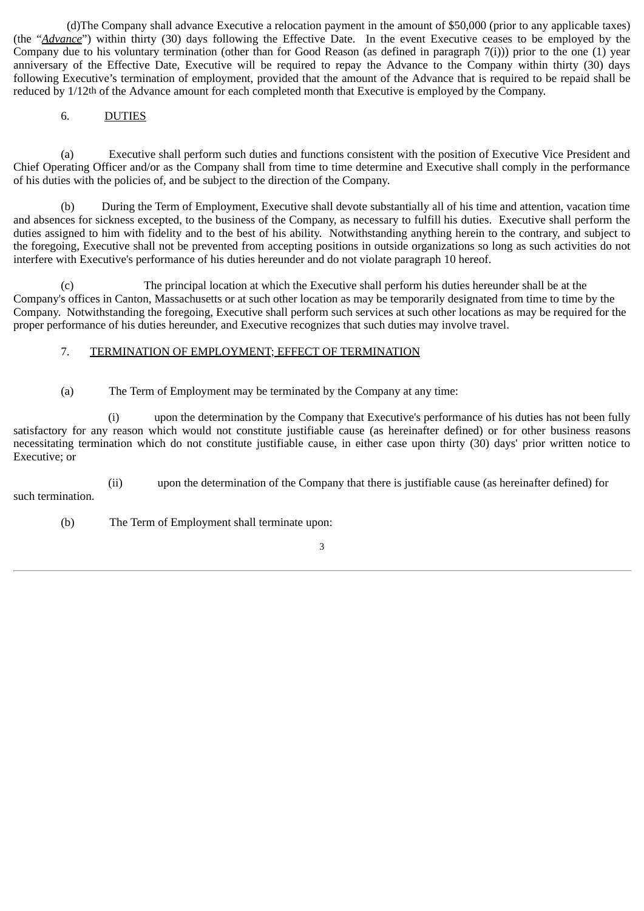(d)The Company shall advance Executive a relocation payment in the amount of $50,000 (prior to any applicable taxes) (the "*Advance*") within thirty (30) days following the Effective Date. In the event Executive ceases to be employed by the Company due to his voluntary termination (other than for Good Reason (as defined in paragraph 7(i))) prior to the one (1) year anniversary of the Effective Date, Executive will be required to repay the Advance to the Company within thirty (30) days following Executive's termination of employment, provided that the amount of the Advance that is required to be repaid shall be reduced by 1/12th of the Advance amount for each completed month that Executive is employed by the Company.

6. DUTIES

(a) Executive shall perform such duties and functions consistent with the position of Executive Vice President and Chief Operating Officer and/or as the Company shall from time to time determine and Executive shall comply in the performance of his duties with the policies of, and be subject to the direction of the Company.

(b) During the Term of Employment, Executive shall devote substantially all of his time and attention, vacation time and absences for sickness excepted, to the business of the Company, as necessary to fulfill his duties. Executive shall perform the duties assigned to him with fidelity and to the best of his ability. Notwithstanding anything herein to the contrary, and subject to the foregoing, Executive shall not be prevented from accepting positions in outside organizations so long as such activities do not interfere with Executive's performance of his duties hereunder and do not violate paragraph 10 hereof.

(c) The principal location at which the Executive shall perform his duties hereunder shall be at the Company's offices in Canton, Massachusetts or at such other location as may be temporarily designated from time to time by the Company. Notwithstanding the foregoing, Executive shall perform such services at such other locations as may be required for the proper performance of his duties hereunder, and Executive recognizes that such duties may involve travel.

7. TERMINATION OF EMPLOYMENT; EFFECT OF TERMINATION

(a) The Term of Employment may be terminated by the Company at any time:

(i) upon the determination by the Company that Executive's performance of his duties has not been fully satisfactory for any reason which would not constitute justifiable cause (as hereinafter defined) or for other business reasons necessitating termination which do not constitute justifiable cause, in either case upon thirty (30) days' prior written notice to Executive; or

(ii) upon the determination of the Company that there is justifiable cause (as hereinafter defined) for such termination.

(b) The Term of Employment shall terminate upon: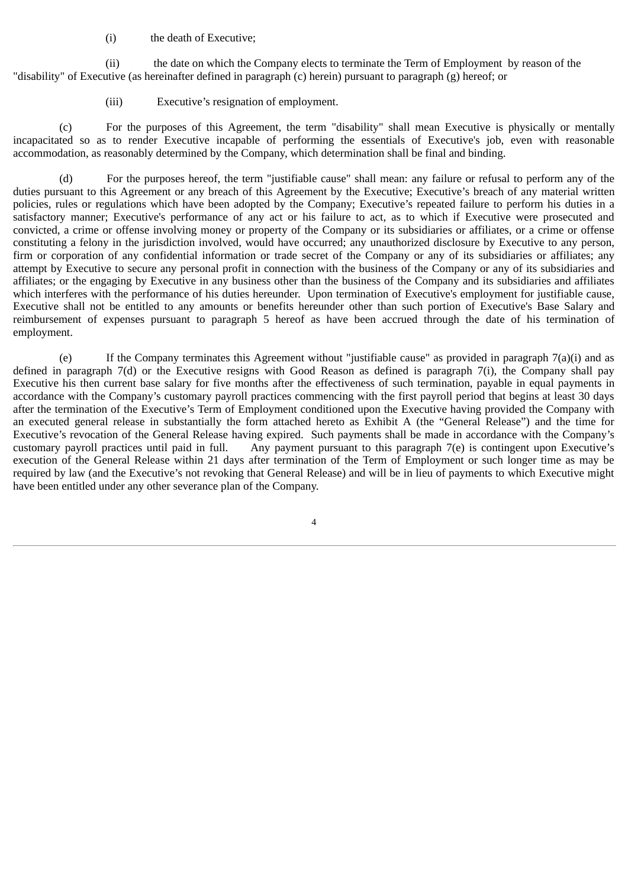(i) the death of Executive;

(ii) the date on which the Company elects to terminate the Term of Employment by reason of the "disability" of Executive (as hereinafter defined in paragraph (c) herein) pursuant to paragraph (g) hereof; or

(iii) Executive's resignation of employment.

(c) For the purposes of this Agreement, the term "disability" shall mean Executive is physically or mentally incapacitated so as to render Executive incapable of performing the essentials of Executive's job, even with reasonable accommodation, as reasonably determined by the Company, which determination shall be final and binding.

(d) For the purposes hereof, the term "justifiable cause" shall mean: any failure or refusal to perform any of the duties pursuant to this Agreement or any breach of this Agreement by the Executive; Executive's breach of any material written policies, rules or regulations which have been adopted by the Company; Executive's repeated failure to perform his duties in a satisfactory manner; Executive's performance of any act or his failure to act, as to which if Executive were prosecuted and convicted, a crime or offense involving money or property of the Company or its subsidiaries or affiliates, or a crime or offense constituting a felony in the jurisdiction involved, would have occurred; any unauthorized disclosure by Executive to any person, firm or corporation of any confidential information or trade secret of the Company or any of its subsidiaries or affiliates; any attempt by Executive to secure any personal profit in connection with the business of the Company or any of its subsidiaries and affiliates; or the engaging by Executive in any business other than the business of the Company and its subsidiaries and affiliates which interferes with the performance of his duties hereunder. Upon termination of Executive's employment for justifiable cause, Executive shall not be entitled to any amounts or benefits hereunder other than such portion of Executive's Base Salary and reimbursement of expenses pursuant to paragraph 5 hereof as have been accrued through the date of his termination of employment.

(e) If the Company terminates this Agreement without "justifiable cause" as provided in paragraph 7(a)(i) and as defined in paragraph 7(d) or the Executive resigns with Good Reason as defined is paragraph 7(i), the Company shall pay Executive his then current base salary for five months after the effectiveness of such termination, payable in equal payments in accordance with the Company's customary payroll practices commencing with the first payroll period that begins at least 30 days after the termination of the Executive's Term of Employment conditioned upon the Executive having provided the Company with an executed general release in substantially the form attached hereto as Exhibit A (the "General Release") and the time for Executive's revocation of the General Release having expired. Such payments shall be made in accordance with the Company's customary payroll practices until paid in full. Any payment pursuant to this paragraph 7(e) is contingent upon Executive's execution of the General Release within 21 days after termination of the Term of Employment or such longer time as may be required by law (and the Executive's not revoking that General Release) and will be in lieu of payments to which Executive might have been entitled under any other severance plan of the Company.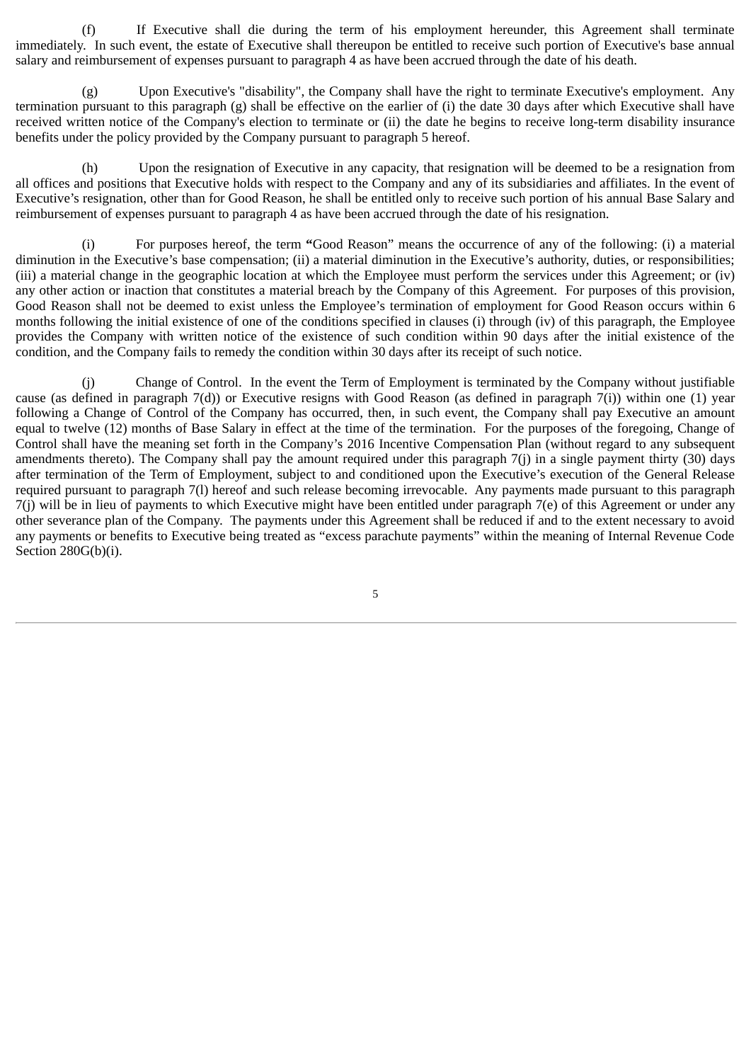(f) If Executive shall die during the term of his employment hereunder, this Agreement shall terminate immediately. In such event, the estate of Executive shall thereupon be entitled to receive such portion of Executive's base annual salary and reimbursement of expenses pursuant to paragraph 4 as have been accrued through the date of his death.

(g) Upon Executive's "disability", the Company shall have the right to terminate Executive's employment. Any termination pursuant to this paragraph (g) shall be effective on the earlier of (i) the date 30 days after which Executive shall have received written notice of the Company's election to terminate or (ii) the date he begins to receive long-term disability insurance benefits under the policy provided by the Company pursuant to paragraph 5 hereof.

(h) Upon the resignation of Executive in any capacity, that resignation will be deemed to be a resignation from all offices and positions that Executive holds with respect to the Company and any of its subsidiaries and affiliates. In the event of Executive's resignation, other than for Good Reason, he shall be entitled only to receive such portion of his annual Base Salary and reimbursement of expenses pursuant to paragraph 4 as have been accrued through the date of his resignation.

(i) For purposes hereof, the term **"**Good Reason" means the occurrence of any of the following: (i) a material diminution in the Executive's base compensation; (ii) a material diminution in the Executive's authority, duties, or responsibilities; (iii) a material change in the geographic location at which the Employee must perform the services under this Agreement; or (iv) any other action or inaction that constitutes a material breach by the Company of this Agreement. For purposes of this provision, Good Reason shall not be deemed to exist unless the Employee's termination of employment for Good Reason occurs within 6 months following the initial existence of one of the conditions specified in clauses (i) through (iv) of this paragraph, the Employee provides the Company with written notice of the existence of such condition within 90 days after the initial existence of the condition, and the Company fails to remedy the condition within 30 days after its receipt of such notice.

(j) Change of Control. In the event the Term of Employment is terminated by the Company without justifiable cause (as defined in paragraph 7(d)) or Executive resigns with Good Reason (as defined in paragraph 7(i)) within one (1) year following a Change of Control of the Company has occurred, then, in such event, the Company shall pay Executive an amount equal to twelve (12) months of Base Salary in effect at the time of the termination. For the purposes of the foregoing, Change of Control shall have the meaning set forth in the Company's 2016 Incentive Compensation Plan (without regard to any subsequent amendments thereto). The Company shall pay the amount required under this paragraph 7(j) in a single payment thirty (30) days after termination of the Term of Employment, subject to and conditioned upon the Executive's execution of the General Release required pursuant to paragraph 7(l) hereof and such release becoming irrevocable. Any payments made pursuant to this paragraph 7(j) will be in lieu of payments to which Executive might have been entitled under paragraph 7(e) of this Agreement or under any other severance plan of the Company. The payments under this Agreement shall be reduced if and to the extent necessary to avoid any payments or benefits to Executive being treated as "excess parachute payments" within the meaning of Internal Revenue Code Section 280G(b)(i).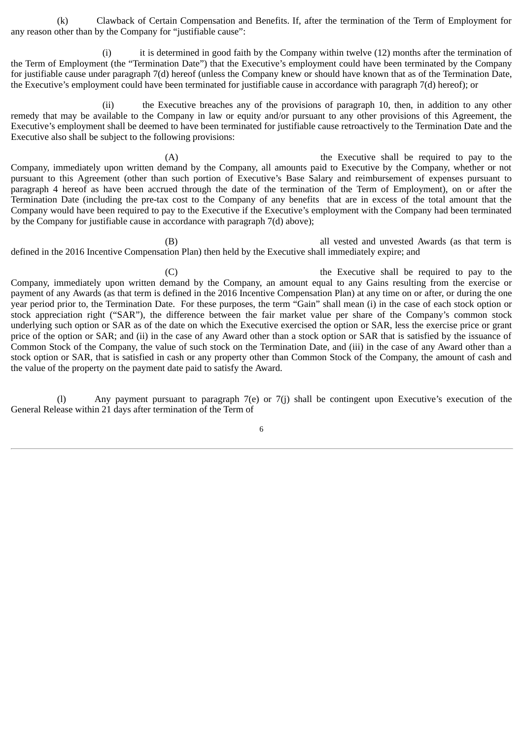(k) Clawback of Certain Compensation and Benefits. If, after the termination of the Term of Employment for any reason other than by the Company for "justifiable cause":

(i) it is determined in good faith by the Company within twelve (12) months after the termination of the Term of Employment (the "Termination Date") that the Executive's employment could have been terminated by the Company for justifiable cause under paragraph 7(d) hereof (unless the Company knew or should have known that as of the Termination Date, the Executive's employment could have been terminated for justifiable cause in accordance with paragraph 7(d) hereof); or

(ii) the Executive breaches any of the provisions of paragraph 10, then, in addition to any other remedy that may be available to the Company in law or equity and/or pursuant to any other provisions of this Agreement, the Executive's employment shall be deemed to have been terminated for justifiable cause retroactively to the Termination Date and the Executive also shall be subject to the following provisions:

(A) the Executive shall be required to pay to the Company, immediately upon written demand by the Company, all amounts paid to Executive by the Company, whether or not pursuant to this Agreement (other than such portion of Executive's Base Salary and reimbursement of expenses pursuant to paragraph 4 hereof as have been accrued through the date of the termination of the Term of Employment), on or after the Termination Date (including the pre-tax cost to the Company of any benefits that are in excess of the total amount that the Company would have been required to pay to the Executive if the Executive's employment with the Company had been terminated by the Company for justifiable cause in accordance with paragraph 7(d) above);

(B) all vested and unvested Awards (as that term is defined in the 2016 Incentive Compensation Plan) then held by the Executive shall immediately expire; and

(C) the Executive shall be required to pay to the Company, immediately upon written demand by the Company, an amount equal to any Gains resulting from the exercise or payment of any Awards (as that term is defined in the 2016 Incentive Compensation Plan) at any time on or after, or during the one year period prior to, the Termination Date. For these purposes, the term "Gain" shall mean (i) in the case of each stock option or stock appreciation right ("SAR"), the difference between the fair market value per share of the Company's common stock underlying such option or SAR as of the date on which the Executive exercised the option or SAR, less the exercise price or grant price of the option or SAR; and (ii) in the case of any Award other than a stock option or SAR that is satisfied by the issuance of Common Stock of the Company, the value of such stock on the Termination Date, and (iii) in the case of any Award other than a stock option or SAR, that is satisfied in cash or any property other than Common Stock of the Company, the amount of cash and the value of the property on the payment date paid to satisfy the Award.

(l) Any payment pursuant to paragraph 7(e) or 7(j) shall be contingent upon Executive's execution of the General Release within 21 days after termination of the Term of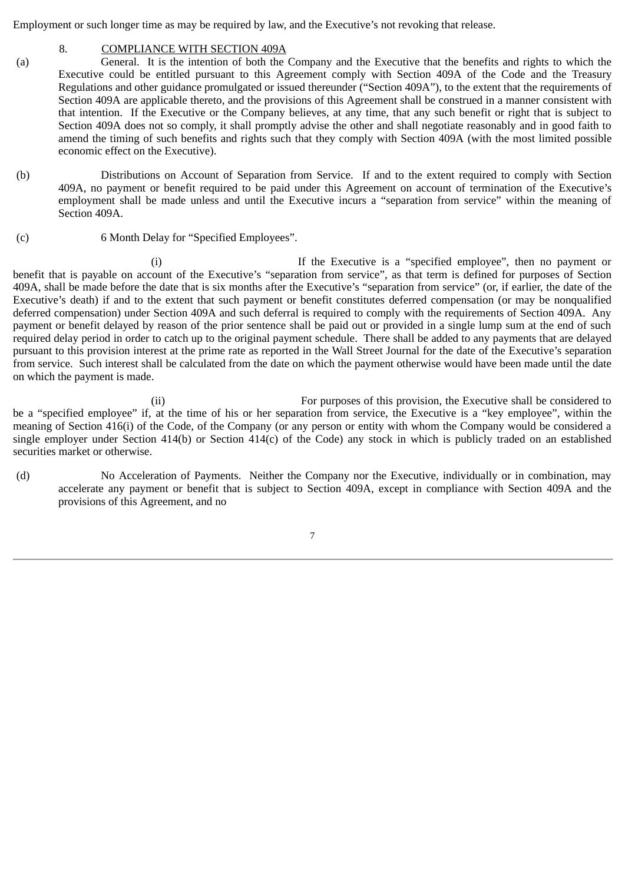Employment or such longer time as may be required by law, and the Executive's not revoking that release.

## 8. COMPLIANCE WITH SECTION 409A

(a) General. It is the intention of both the Company and the Executive that the benefits and rights to which the Executive could be entitled pursuant to this Agreement comply with Section 409A of the Code and the Treasury Regulations and other guidance promulgated or issued thereunder ("Section 409A"), to the extent that the requirements of Section 409A are applicable thereto, and the provisions of this Agreement shall be construed in a manner consistent with that intention. If the Executive or the Company believes, at any time, that any such benefit or right that is subject to Section 409A does not so comply, it shall promptly advise the other and shall negotiate reasonably and in good faith to amend the timing of such benefits and rights such that they comply with Section 409A (with the most limited possible economic effect on the Executive).

(b) Distributions on Account of Separation from Service. If and to the extent required to comply with Section 409A, no payment or benefit required to be paid under this Agreement on account of termination of the Executive's employment shall be made unless and until the Executive incurs a "separation from service" within the meaning of Section 409A.

(c) 6 Month Delay for "Specified Employees".

(i) If the Executive is a "specified employee", then no payment or benefit that is payable on account of the Executive's "separation from service", as that term is defined for purposes of Section 409A, shall be made before the date that is six months after the Executive's "separation from service" (or, if earlier, the date of the Executive's death) if and to the extent that such payment or benefit constitutes deferred compensation (or may be nonqualified deferred compensation) under Section 409A and such deferral is required to comply with the requirements of Section 409A. Any payment or benefit delayed by reason of the prior sentence shall be paid out or provided in a single lump sum at the end of such required delay period in order to catch up to the original payment schedule. There shall be added to any payments that are delayed pursuant to this provision interest at the prime rate as reported in the Wall Street Journal for the date of the Executive's separation from service. Such interest shall be calculated from the date on which the payment otherwise would have been made until the date on which the payment is made.

(ii) For purposes of this provision, the Executive shall be considered to be a "specified employee" if, at the time of his or her separation from service, the Executive is a "key employee", within the meaning of Section 416(i) of the Code, of the Company (or any person or entity with whom the Company would be considered a single employer under Section 414(b) or Section 414(c) of the Code) any stock in which is publicly traded on an established securities market or otherwise.

(d) No Acceleration of Payments. Neither the Company nor the Executive, individually or in combination, may accelerate any payment or benefit that is subject to Section 409A, except in compliance with Section 409A and the provisions of this Agreement, and no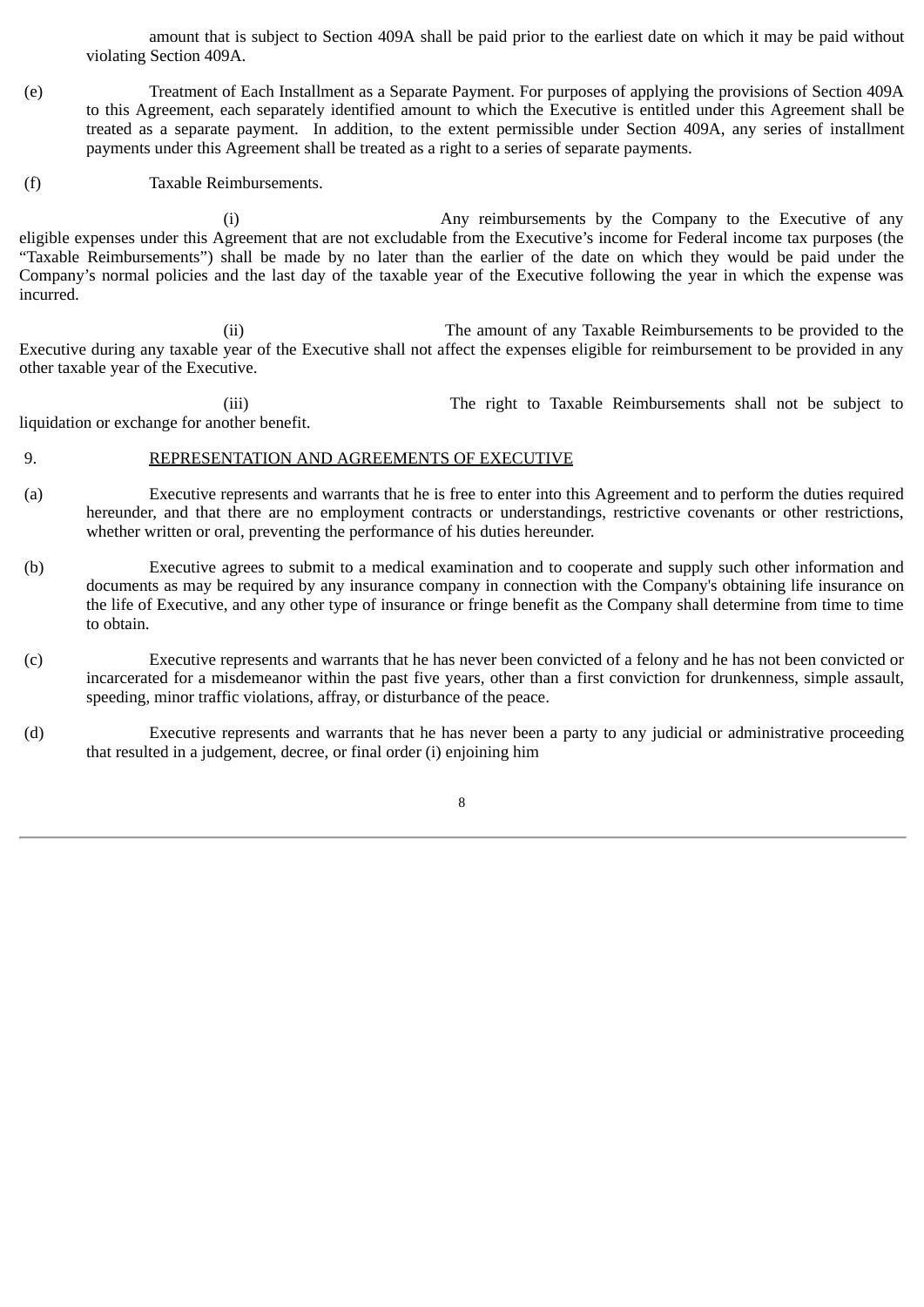amount that is subject to Section 409A shall be paid prior to the earliest date on which it may be paid without violating Section 409A.

(e) Treatment of Each Installment as a Separate Payment. For purposes of applying the provisions of Section 409A to this Agreement, each separately identified amount to which the Executive is entitled under this Agreement shall be treated as a separate payment. In addition, to the extent permissible under Section 409A, any series of installment payments under this Agreement shall be treated as a right to a series of separate payments.

(f) Taxable Reimbursements.

(i) Any reimbursements by the Company to the Executive of any eligible expenses under this Agreement that are not excludable from the Executive's income for Federal income tax purposes (the "Taxable Reimbursements") shall be made by no later than the earlier of the date on which they would be paid under the Company's normal policies and the last day of the taxable year of the Executive following the year in which the expense was incurred.

(ii) The amount of any Taxable Reimbursements to be provided to the Executive during any taxable year of the Executive shall not affect the expenses eligible for reimbursement to be provided in any other taxable year of the Executive.

(iii) The right to Taxable Reimbursements shall not be subject to liquidation or exchange for another benefit.

9. <u>REPRESENTATION AND AGREEMENTS OF EXECUTIVE</u>

(a) Executive represents and warrants that he is free to enter into this Agreement and to perform the duties required hereunder, and that there are no employment contracts or understandings, restrictive covenants or other restrictions, whether written or oral, preventing the performance of his duties hereunder.

(b) Executive agrees to submit to a medical examination and to cooperate and supply such other information and documents as may be required by any insurance company in connection with the Company's obtaining life insurance on the life of Executive, and any other type of insurance or fringe benefit as the Company shall determine from time to time to obtain.

(c) Executive represents and warrants that he has never been convicted of a felony and he has not been convicted or incarcerated for a misdemeanor within the past five years, other than a first conviction for drunkenness, simple assault, speeding, minor traffic violations, affray, or disturbance of the peace.

(d) Executive represents and warrants that he has never been a party to any judicial or administrative proceeding that resulted in a judgement, decree, or final order (i) enjoining him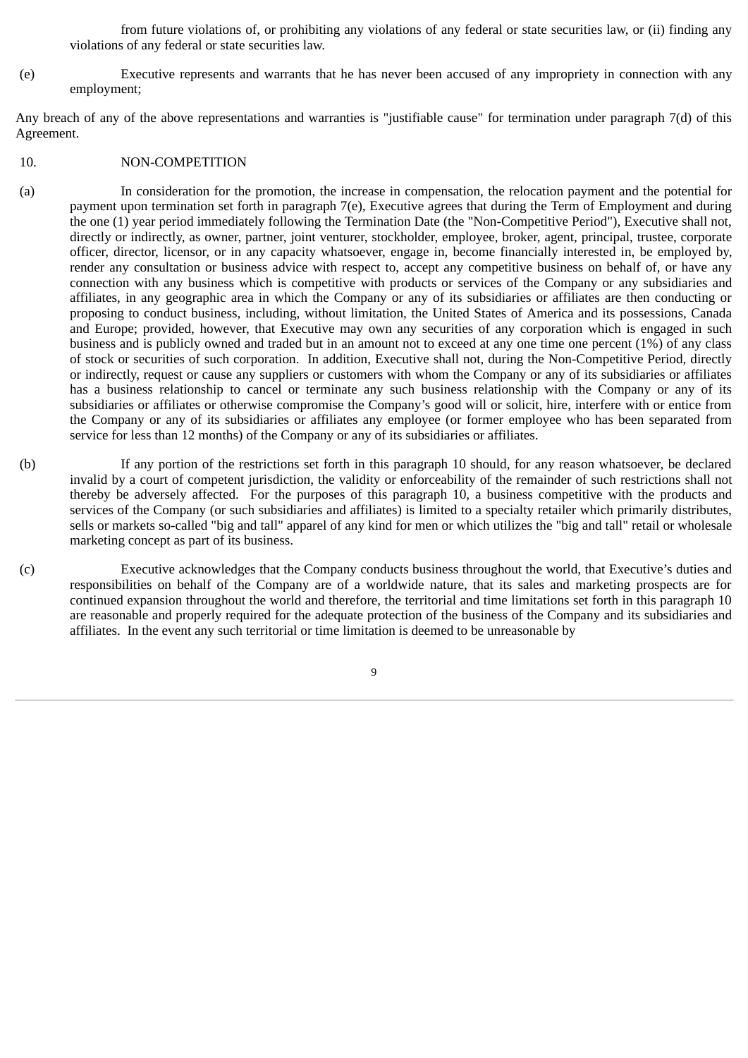from future violations of, or prohibiting any violations of any federal or state securities law, or (ii) finding any violations of any federal or state securities law.

(e) Executive represents and warrants that he has never been accused of any impropriety in connection with any employment;

Any breach of any of the above representations and warranties is "justifiable cause" for termination under paragraph 7(d) of this Agreement.

10. NON-COMPETITION

(a) In consideration for the promotion, the increase in compensation, the relocation payment and the potential for payment upon termination set forth in paragraph 7(e), Executive agrees that during the Term of Employment and during the one (1) year period immediately following the Termination Date (the "Non-Competitive Period"), Executive shall not, directly or indirectly, as owner, partner, joint venturer, stockholder, employee, broker, agent, principal, trustee, corporate officer, director, licensor, or in any capacity whatsoever, engage in, become financially interested in, be employed by, render any consultation or business advice with respect to, accept any competitive business on behalf of, or have any connection with any business which is competitive with products or services of the Company or any subsidiaries and affiliates, in any geographic area in which the Company or any of its subsidiaries or affiliates are then conducting or proposing to conduct business, including, without limitation, the United States of America and its possessions, Canada and Europe; provided, however, that Executive may own any securities of any corporation which is engaged in such business and is publicly owned and traded but in an amount not to exceed at any one time one percent (1%) of any class of stock or securities of such corporation. In addition, Executive shall not, during the Non-Competitive Period, directly or indirectly, request or cause any suppliers or customers with whom the Company or any of its subsidiaries or affiliates has a business relationship to cancel or terminate any such business relationship with the Company or any of its subsidiaries or affiliates or otherwise compromise the Company's good will or solicit, hire, interfere with or entice from the Company or any of its subsidiaries or affiliates any employee (or former employee who has been separated from service for less than 12 months) of the Company or any of its subsidiaries or affiliates.

(b) If any portion of the restrictions set forth in this paragraph 10 should, for any reason whatsoever, be declared invalid by a court of competent jurisdiction, the validity or enforceability of the remainder of such restrictions shall not thereby be adversely affected. For the purposes of this paragraph 10, a business competitive with the products and services of the Company (or such subsidiaries and affiliates) is limited to a specialty retailer which primarily distributes, sells or markets so-called "big and tall" apparel of any kind for men or which utilizes the "big and tall" retail or wholesale marketing concept as part of its business.

(c) Executive acknowledges that the Company conducts business throughout the world, that Executive's duties and responsibilities on behalf of the Company are of a worldwide nature, that its sales and marketing prospects are for continued expansion throughout the world and therefore, the territorial and time limitations set forth in this paragraph 10 are reasonable and properly required for the adequate protection of the business of the Company and its subsidiaries and affiliates. In the event any such territorial or time limitation is deemed to be unreasonable by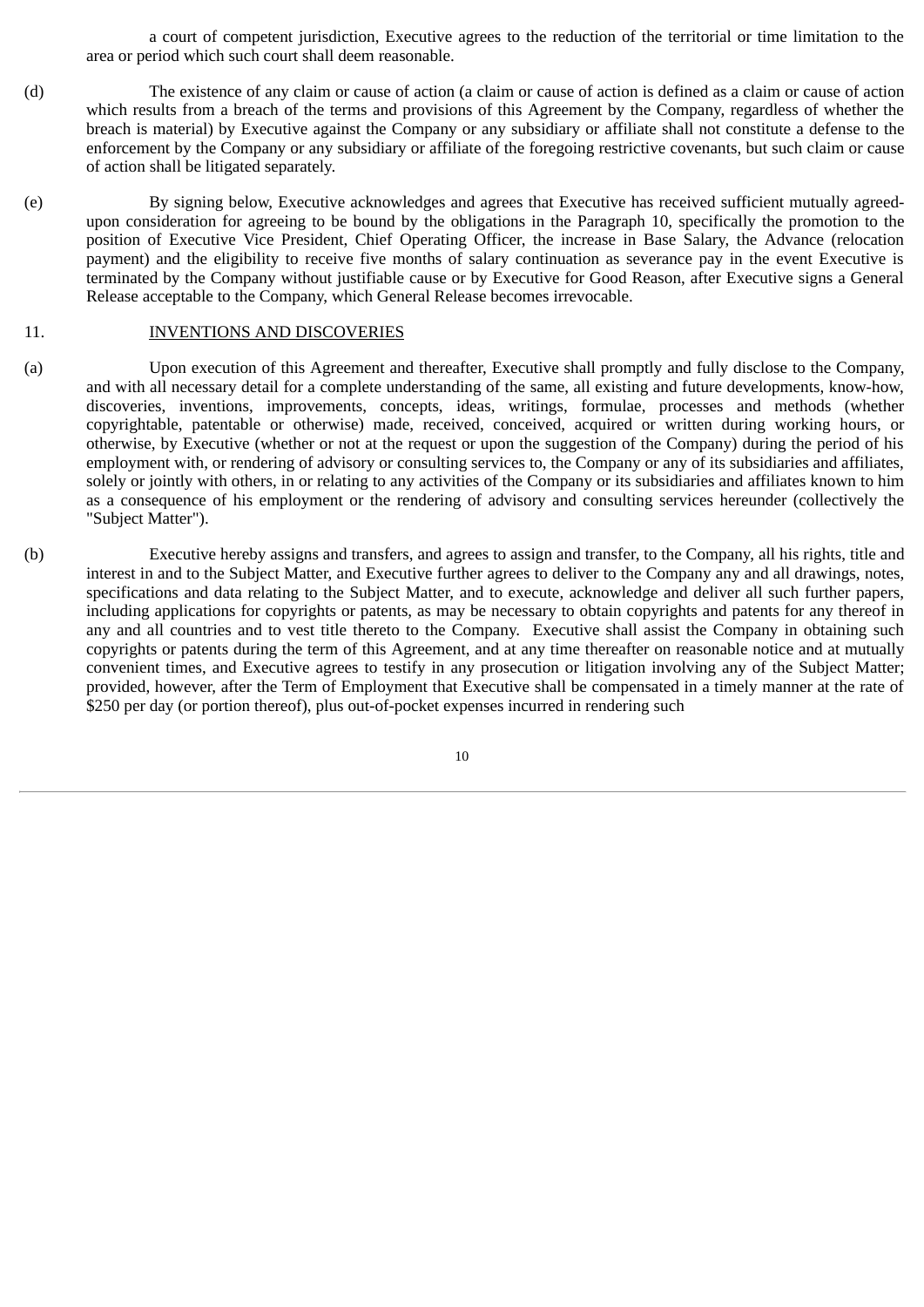a court of competent jurisdiction, Executive agrees to the reduction of the territorial or time limitation to the area or period which such court shall deem reasonable.

(d) The existence of any claim or cause of action (a claim or cause of action is defined as a claim or cause of action which results from a breach of the terms and provisions of this Agreement by the Company, regardless of whether the breach is material) by Executive against the Company or any subsidiary or affiliate shall not constitute a defense to the enforcement by the Company or any subsidiary or affiliate of the foregoing restrictive covenants, but such claim or cause of action shall be litigated separately.

(e) By signing below, Executive acknowledges and agrees that Executive has received sufficient mutually agreed-upon consideration for agreeing to be bound by the obligations in the Paragraph 10, specifically the promotion to the position of Executive Vice President, Chief Operating Officer, the increase in Base Salary, the Advance (relocation payment) and the eligibility to receive five months of salary continuation as severance pay in the event Executive is terminated by the Company without justifiable cause or by Executive for Good Reason, after Executive signs a General Release acceptable to the Company, which General Release becomes irrevocable.

11. INVENTIONS AND DISCOVERIES

(a) Upon execution of this Agreement and thereafter, Executive shall promptly and fully disclose to the Company, and with all necessary detail for a complete understanding of the same, all existing and future developments, know-how, discoveries, inventions, improvements, concepts, ideas, writings, formulae, processes and methods (whether copyrightable, patentable or otherwise) made, received, conceived, acquired or written during working hours, or otherwise, by Executive (whether or not at the request or upon the suggestion of the Company) during the period of his employment with, or rendering of advisory or consulting services to, the Company or any of its subsidiaries and affiliates, solely or jointly with others, in or relating to any activities of the Company or its subsidiaries and affiliates known to him as a consequence of his employment or the rendering of advisory and consulting services hereunder (collectively the "Subject Matter").

(b) Executive hereby assigns and transfers, and agrees to assign and transfer, to the Company, all his rights, title and interest in and to the Subject Matter, and Executive further agrees to deliver to the Company any and all drawings, notes, specifications and data relating to the Subject Matter, and to execute, acknowledge and deliver all such further papers, including applications for copyrights or patents, as may be necessary to obtain copyrights and patents for any thereof in any and all countries and to vest title thereto to the Company. Executive shall assist the Company in obtaining such copyrights or patents during the term of this Agreement, and at any time thereafter on reasonable notice and at mutually convenient times, and Executive agrees to testify in any prosecution or litigation involving any of the Subject Matter; provided, however, after the Term of Employment that Executive shall be compensated in a timely manner at the rate of $250 per day (or portion thereof), plus out-of-pocket expenses incurred in rendering such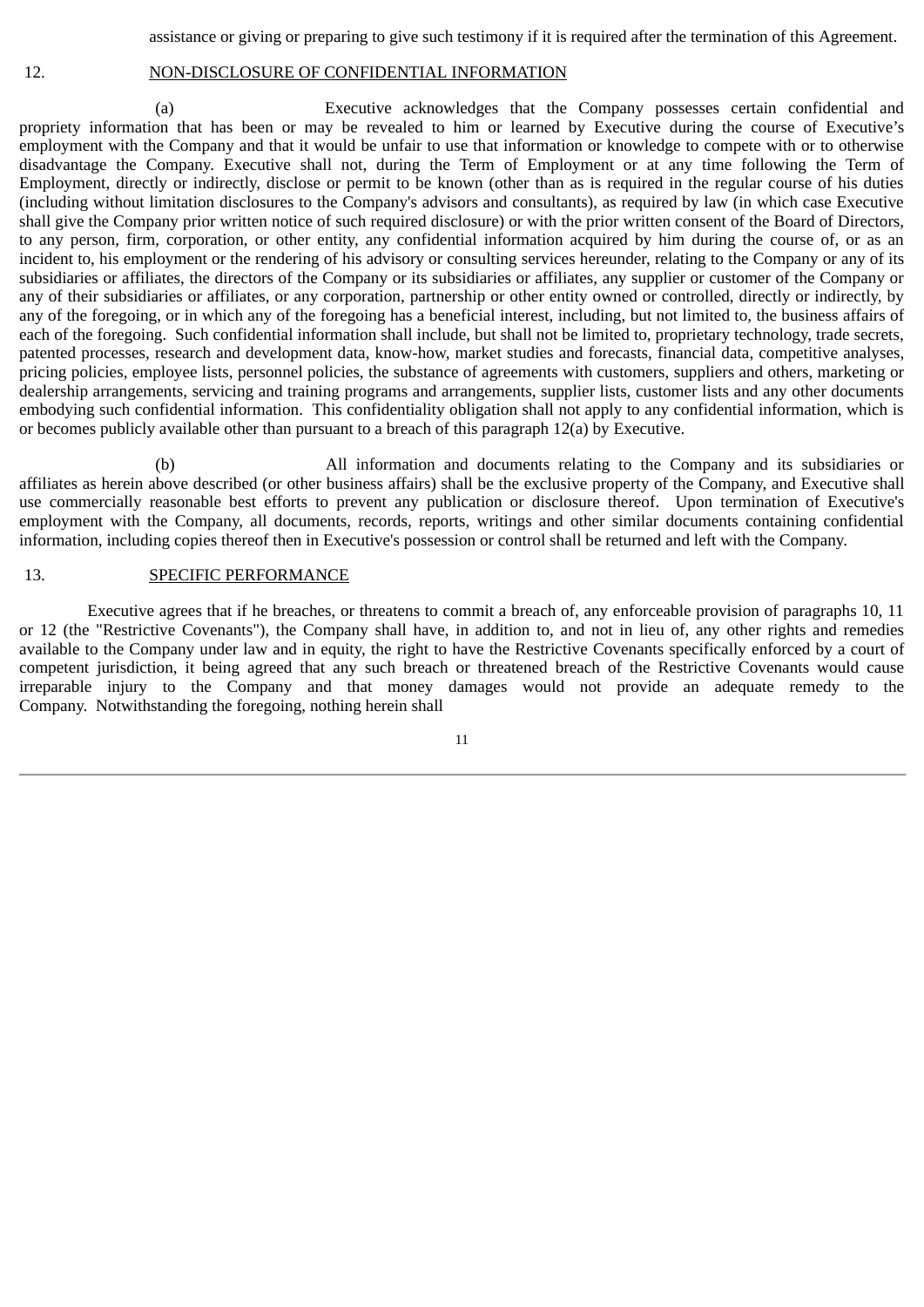assistance or giving or preparing to give such testimony if it is required after the termination of this Agreement.

12. NON-DISCLOSURE OF CONFIDENTIAL INFORMATION

(a) Executive acknowledges that the Company possesses certain confidential and propriety information that has been or may be revealed to him or learned by Executive during the course of Executive's employment with the Company and that it would be unfair to use that information or knowledge to compete with or to otherwise disadvantage the Company. Executive shall not, during the Term of Employment or at any time following the Term of Employment, directly or indirectly, disclose or permit to be known (other than as is required in the regular course of his duties (including without limitation disclosures to the Company's advisors and consultants), as required by law (in which case Executive shall give the Company prior written notice of such required disclosure) or with the prior written consent of the Board of Directors, to any person, firm, corporation, or other entity, any confidential information acquired by him during the course of, or as an incident to, his employment or the rendering of his advisory or consulting services hereunder, relating to the Company or any of its subsidiaries or affiliates, the directors of the Company or its subsidiaries or affiliates, any supplier or customer of the Company or any of their subsidiaries or affiliates, or any corporation, partnership or other entity owned or controlled, directly or indirectly, by any of the foregoing, or in which any of the foregoing has a beneficial interest, including, but not limited to, the business affairs of each of the foregoing. Such confidential information shall include, but shall not be limited to, proprietary technology, trade secrets, patented processes, research and development data, know-how, market studies and forecasts, financial data, competitive analyses, pricing policies, employee lists, personnel policies, the substance of agreements with customers, suppliers and others, marketing or dealership arrangements, servicing and training programs and arrangements, supplier lists, customer lists and any other documents embodying such confidential information. This confidentiality obligation shall not apply to any confidential information, which is or becomes publicly available other than pursuant to a breach of this paragraph 12(a) by Executive.

(b) All information and documents relating to the Company and its subsidiaries or affiliates as herein above described (or other business affairs) shall be the exclusive property of the Company, and Executive shall use commercially reasonable best efforts to prevent any publication or disclosure thereof. Upon termination of Executive's employment with the Company, all documents, records, reports, writings and other similar documents containing confidential information, including copies thereof then in Executive's possession or control shall be returned and left with the Company.

13. SPECIFIC PERFORMANCE

Executive agrees that if he breaches, or threatens to commit a breach of, any enforceable provision of paragraphs 10, 11 or 12 (the "Restrictive Covenants"), the Company shall have, in addition to, and not in lieu of, any other rights and remedies available to the Company under law and in equity, the right to have the Restrictive Covenants specifically enforced by a court of competent jurisdiction, it being agreed that any such breach or threatened breach of the Restrictive Covenants would cause irreparable injury to the Company and that money damages would not provide an adequate remedy to the Company. Notwithstanding the foregoing, nothing herein shall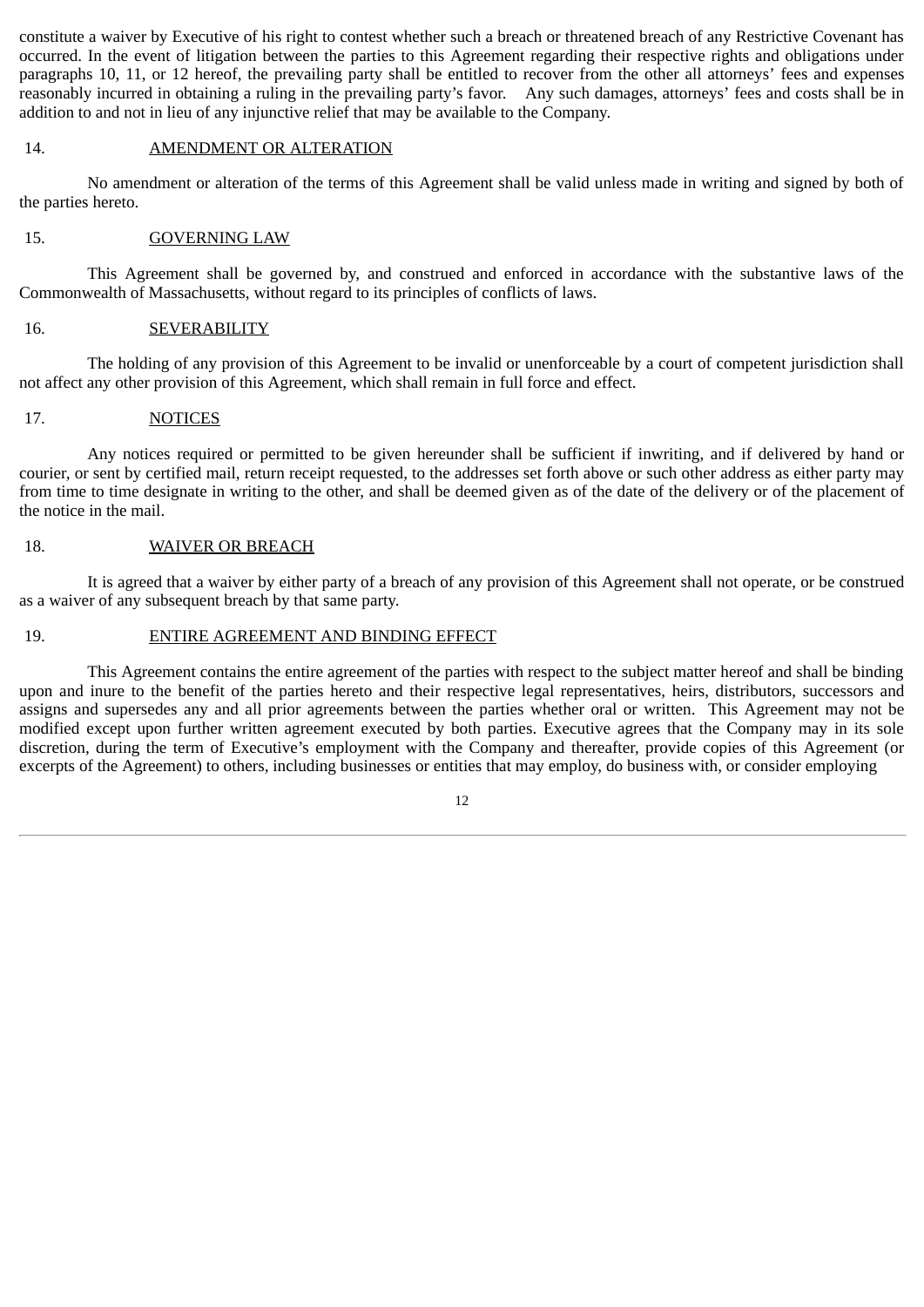constitute a waiver by Executive of his right to contest whether such a breach or threatened breach of any Restrictive Covenant has occurred. In the event of litigation between the parties to this Agreement regarding their respective rights and obligations under paragraphs 10, 11, or 12 hereof, the prevailing party shall be entitled to recover from the other all attorneys' fees and expenses reasonably incurred in obtaining a ruling in the prevailing party's favor. Any such damages, attorneys' fees and costs shall be in addition to and not in lieu of any injunctive relief that may be available to the Company.

14. AMENDMENT OR ALTERATION

No amendment or alteration of the terms of this Agreement shall be valid unless made in writing and signed by both of the parties hereto.

15. GOVERNING LAW

This Agreement shall be governed by, and construed and enforced in accordance with the substantive laws of the Commonwealth of Massachusetts, without regard to its principles of conflicts of laws.

16. SEVERABILITY

The holding of any provision of this Agreement to be invalid or unenforceable by a court of competent jurisdiction shall not affect any other provision of this Agreement, which shall remain in full force and effect.

17. NOTICES

Any notices required or permitted to be given hereunder shall be sufficient if inwriting, and if delivered by hand or courier, or sent by certified mail, return receipt requested, to the addresses set forth above or such other address as either party may from time to time designate in writing to the other, and shall be deemed given as of the date of the delivery or of the placement of the notice in the mail.

18. WAIVER OR BREACH

It is agreed that a waiver by either party of a breach of any provision of this Agreement shall not operate, or be construed as a waiver of any subsequent breach by that same party.

19. ENTIRE AGREEMENT AND BINDING EFFECT

This Agreement contains the entire agreement of the parties with respect to the subject matter hereof and shall be binding upon and inure to the benefit of the parties hereto and their respective legal representatives, heirs, distributors, successors and assigns and supersedes any and all prior agreements between the parties whether oral or written. This Agreement may not be modified except upon further written agreement executed by both parties. Executive agrees that the Company may in its sole discretion, during the term of Executive's employment with the Company and thereafter, provide copies of this Agreement (or excerpts of the Agreement) to others, including businesses or entities that may employ, do business with, or consider employing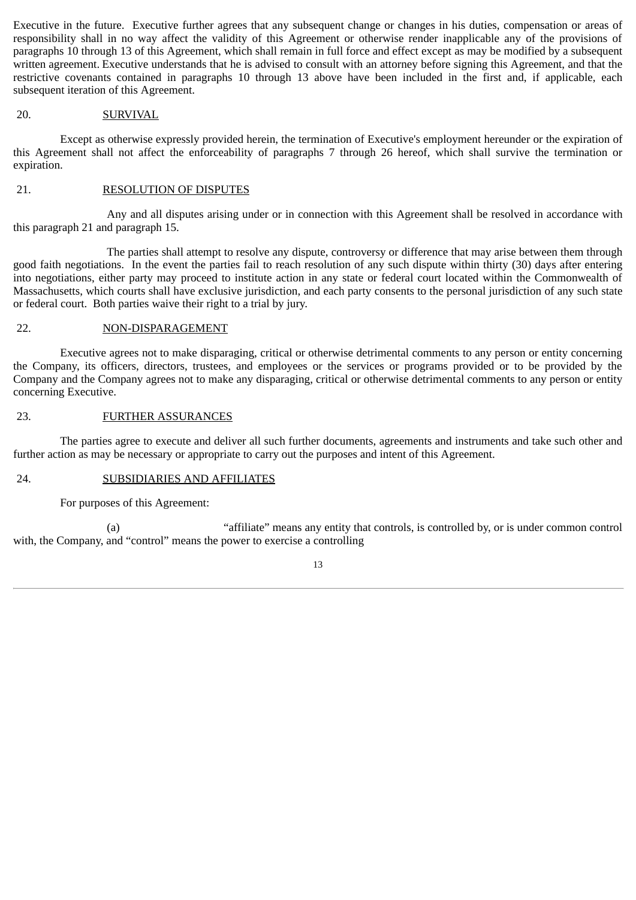Executive in the future. Executive further agrees that any subsequent change or changes in his duties, compensation or areas of responsibility shall in no way affect the validity of this Agreement or otherwise render inapplicable any of the provisions of paragraphs 10 through 13 of this Agreement, which shall remain in full force and effect except as may be modified by a subsequent written agreement. Executive understands that he is advised to consult with an attorney before signing this Agreement, and that the restrictive covenants contained in paragraphs 10 through 13 above have been included in the first and, if applicable, each subsequent iteration of this Agreement.

20. SURVIVAL

Except as otherwise expressly provided herein, the termination of Executive's employment hereunder or the expiration of this Agreement shall not affect the enforceability of paragraphs 7 through 26 hereof, which shall survive the termination or expiration.

21. RESOLUTION OF DISPUTES

Any and all disputes arising under or in connection with this Agreement shall be resolved in accordance with this paragraph 21 and paragraph 15.

The parties shall attempt to resolve any dispute, controversy or difference that may arise between them through good faith negotiations. In the event the parties fail to reach resolution of any such dispute within thirty (30) days after entering into negotiations, either party may proceed to institute action in any state or federal court located within the Commonwealth of Massachusetts, which courts shall have exclusive jurisdiction, and each party consents to the personal jurisdiction of any such state or federal court. Both parties waive their right to a trial by jury.

22. NON-DISPARAGEMENT

Executive agrees not to make disparaging, critical or otherwise detrimental comments to any person or entity concerning the Company, its officers, directors, trustees, and employees or the services or programs provided or to be provided by the Company and the Company agrees not to make any disparaging, critical or otherwise detrimental comments to any person or entity concerning Executive.

23. FURTHER ASSURANCES

The parties agree to execute and deliver all such further documents, agreements and instruments and take such other and further action as may be necessary or appropriate to carry out the purposes and intent of this Agreement.

24. SUBSIDIARIES AND AFFILIATES

For purposes of this Agreement:

(a) "affiliate" means any entity that controls, is controlled by, or is under common control with, the Company, and "control" means the power to exercise a controlling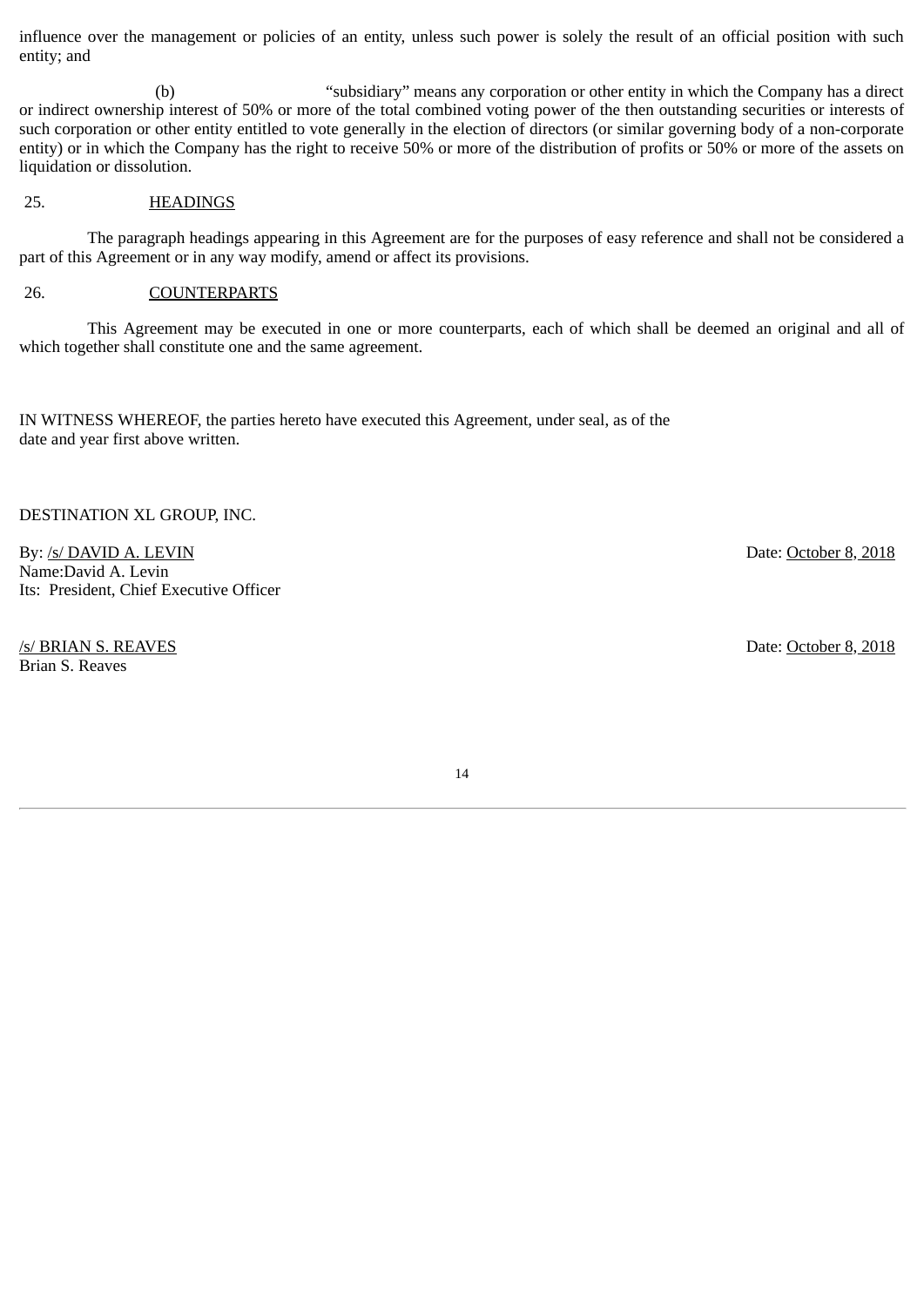influence over the management or policies of an entity, unless such power is solely the result of an official position with such entity; and

(b) "subsidiary" means any corporation or other entity in which the Company has a direct or indirect ownership interest of 50% or more of the total combined voting power of the then outstanding securities or interests of such corporation or other entity entitled to vote generally in the election of directors (or similar governing body of a non-corporate entity) or in which the Company has the right to receive 50% or more of the distribution of profits or 50% or more of the assets on liquidation or dissolution.

25. HEADINGS

The paragraph headings appearing in this Agreement are for the purposes of easy reference and shall not be considered a part of this Agreement or in any way modify, amend or affect its provisions.

26. COUNTERPARTS

This Agreement may be executed in one or more counterparts, each of which shall be deemed an original and all of which together shall constitute one and the same agreement.

IN WITNESS WHEREOF, the parties hereto have executed this Agreement, under seal, as of the date and year first above written.

DESTINATION XL GROUP, INC.

By: /s/ DAVID A. LEVIN Date: October 8, 2018
Name:David A. Levin
Its: President, Chief Executive Officer

/s/ BRIAN S. REAVES Date: October 8, 2018
Brian S. Reaves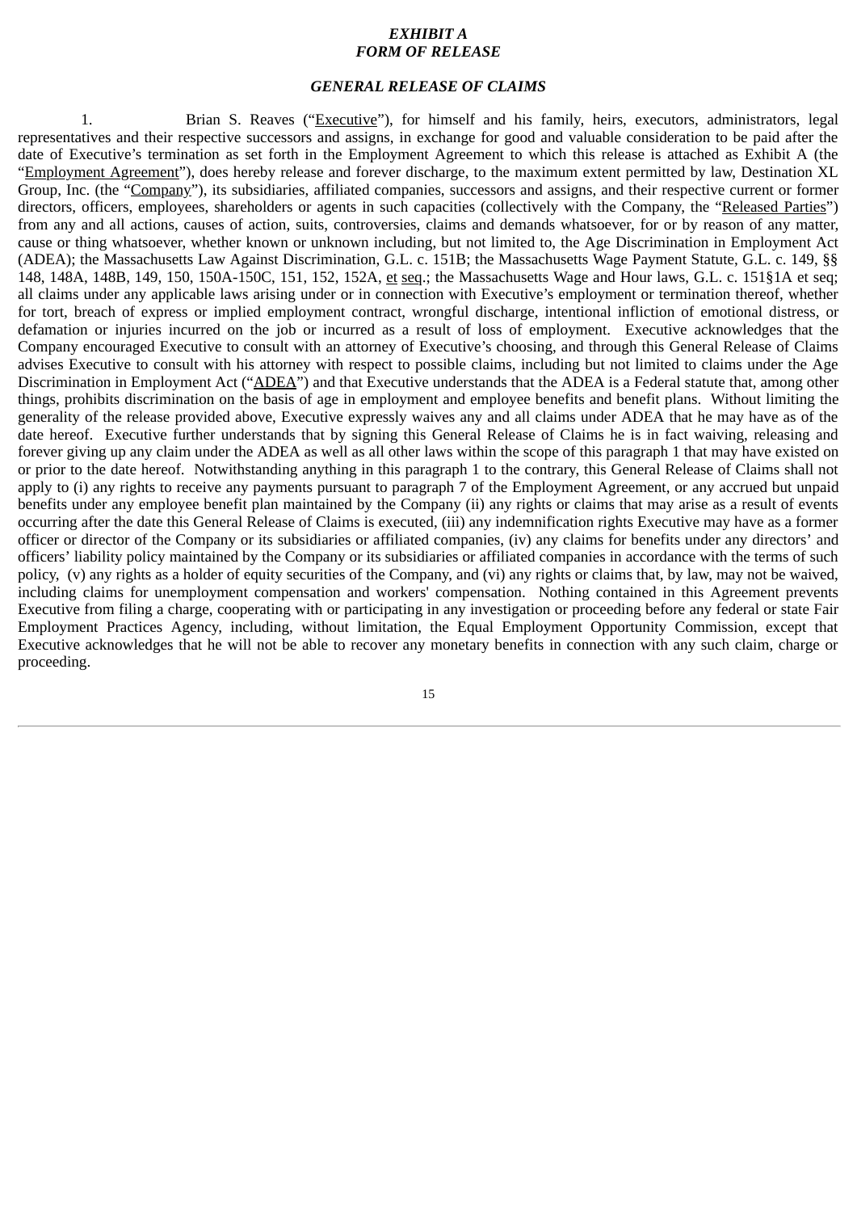***EXHIBIT A***
***FORM OF RELEASE***

***GENERAL RELEASE OF CLAIMS***

1. Brian S. Reaves ("Executive"), for himself and his family, heirs, executors, administrators, legal representatives and their respective successors and assigns, in exchange for good and valuable consideration to be paid after the date of Executive's termination as set forth in the Employment Agreement to which this release is attached as Exhibit A (the "Employment Agreement"), does hereby release and forever discharge, to the maximum extent permitted by law, Destination XL Group, Inc. (the "Company"), its subsidiaries, affiliated companies, successors and assigns, and their respective current or former directors, officers, employees, shareholders or agents in such capacities (collectively with the Company, the "Released Parties") from any and all actions, causes of action, suits, controversies, claims and demands whatsoever, for or by reason of any matter, cause or thing whatsoever, whether known or unknown including, but not limited to, the Age Discrimination in Employment Act (ADEA); the Massachusetts Law Against Discrimination, G.L. c. 151B; the Massachusetts Wage Payment Statute, G.L. c. 149, §§ 148, 148A, 148B, 149, 150, 150A-150C, 151, 152, 152A, et seq.; the Massachusetts Wage and Hour laws, G.L. c. 151§1A et seq; all claims under any applicable laws arising under or in connection with Executive's employment or termination thereof, whether for tort, breach of express or implied employment contract, wrongful discharge, intentional infliction of emotional distress, or defamation or injuries incurred on the job or incurred as a result of loss of employment. Executive acknowledges that the Company encouraged Executive to consult with an attorney of Executive's choosing, and through this General Release of Claims advises Executive to consult with his attorney with respect to possible claims, including but not limited to claims under the Age Discrimination in Employment Act ("ADEA") and that Executive understands that the ADEA is a Federal statute that, among other things, prohibits discrimination on the basis of age in employment and employee benefits and benefit plans. Without limiting the generality of the release provided above, Executive expressly waives any and all claims under ADEA that he may have as of the date hereof. Executive further understands that by signing this General Release of Claims he is in fact waiving, releasing and forever giving up any claim under the ADEA as well as all other laws within the scope of this paragraph 1 that may have existed on or prior to the date hereof. Notwithstanding anything in this paragraph 1 to the contrary, this General Release of Claims shall not apply to (i) any rights to receive any payments pursuant to paragraph 7 of the Employment Agreement, or any accrued but unpaid benefits under any employee benefit plan maintained by the Company (ii) any rights or claims that may arise as a result of events occurring after the date this General Release of Claims is executed, (iii) any indemnification rights Executive may have as a former officer or director of the Company or its subsidiaries or affiliated companies, (iv) any claims for benefits under any directors' and officers' liability policy maintained by the Company or its subsidiaries or affiliated companies in accordance with the terms of such policy, (v) any rights as a holder of equity securities of the Company, and (vi) any rights or claims that, by law, may not be waived, including claims for unemployment compensation and workers' compensation. Nothing contained in this Agreement prevents Executive from filing a charge, cooperating with or participating in any investigation or proceeding before any federal or state Fair Employment Practices Agency, including, without limitation, the Equal Employment Opportunity Commission, except that Executive acknowledges that he will not be able to recover any monetary benefits in connection with any such claim, charge or proceeding.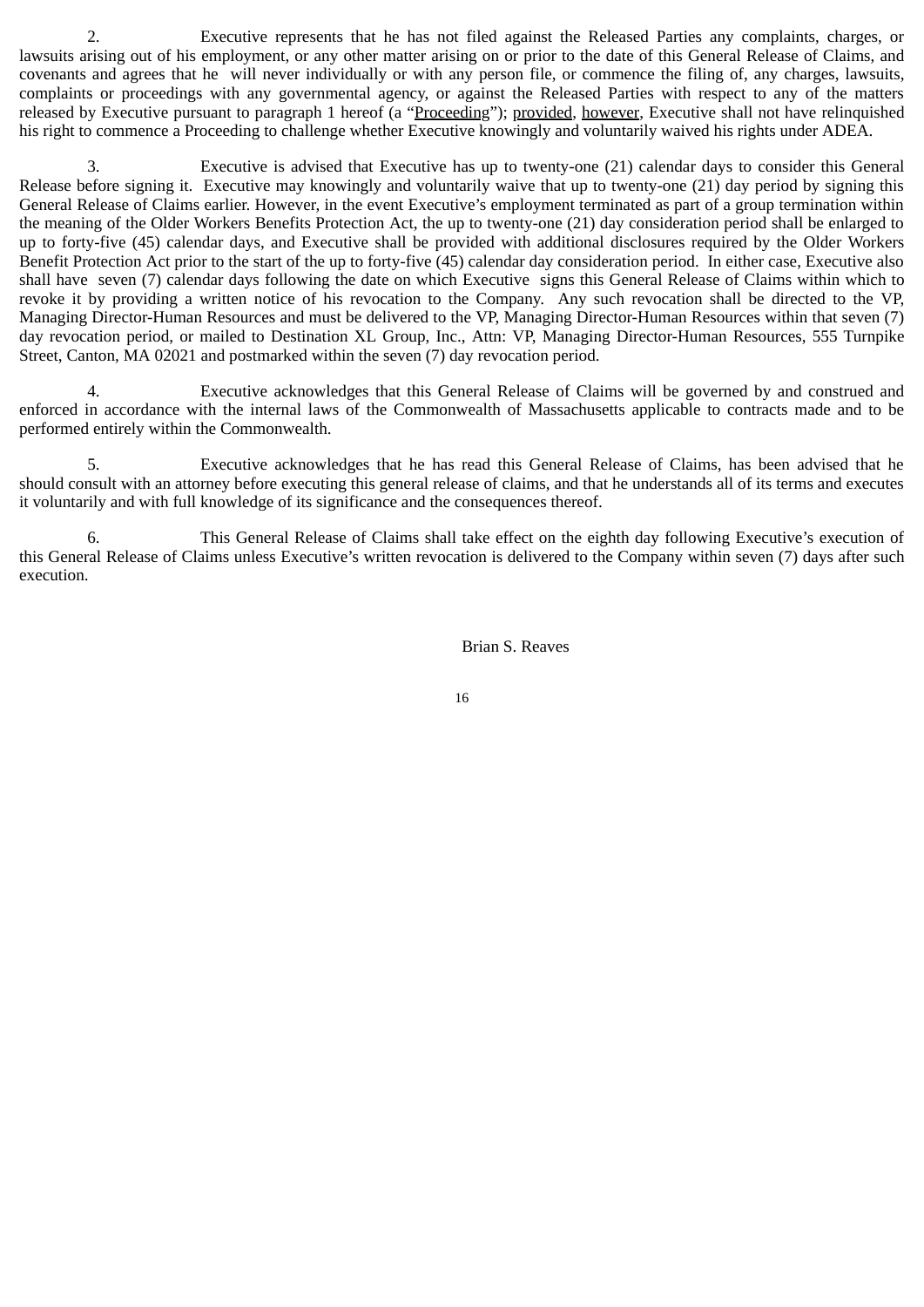2. Executive represents that he has not filed against the Released Parties any complaints, charges, or lawsuits arising out of his employment, or any other matter arising on or prior to the date of this General Release of Claims, and covenants and agrees that he will never individually or with any person file, or commence the filing of, any charges, lawsuits, complaints or proceedings with any governmental agency, or against the Released Parties with respect to any of the matters released by Executive pursuant to paragraph 1 hereof (a "Proceeding"); provided, however, Executive shall not have relinquished his right to commence a Proceeding to challenge whether Executive knowingly and voluntarily waived his rights under ADEA.

3. Executive is advised that Executive has up to twenty-one (21) calendar days to consider this General Release before signing it. Executive may knowingly and voluntarily waive that up to twenty-one (21) day period by signing this General Release of Claims earlier. However, in the event Executive's employment terminated as part of a group termination within the meaning of the Older Workers Benefits Protection Act, the up to twenty-one (21) day consideration period shall be enlarged to up to forty-five (45) calendar days, and Executive shall be provided with additional disclosures required by the Older Workers Benefit Protection Act prior to the start of the up to forty-five (45) calendar day consideration period. In either case, Executive also shall have seven (7) calendar days following the date on which Executive signs this General Release of Claims within which to revoke it by providing a written notice of his revocation to the Company. Any such revocation shall be directed to the VP, Managing Director-Human Resources and must be delivered to the VP, Managing Director-Human Resources within that seven (7) day revocation period, or mailed to Destination XL Group, Inc., Attn: VP, Managing Director-Human Resources, 555 Turnpike Street, Canton, MA 02021 and postmarked within the seven (7) day revocation period.

4. Executive acknowledges that this General Release of Claims will be governed by and construed and enforced in accordance with the internal laws of the Commonwealth of Massachusetts applicable to contracts made and to be performed entirely within the Commonwealth.

5. Executive acknowledges that he has read this General Release of Claims, has been advised that he should consult with an attorney before executing this general release of claims, and that he understands all of its terms and executes it voluntarily and with full knowledge of its significance and the consequences thereof.

6. This General Release of Claims shall take effect on the eighth day following Executive's execution of this General Release of Claims unless Executive's written revocation is delivered to the Company within seven (7) days after such execution.

Brian S. Reaves